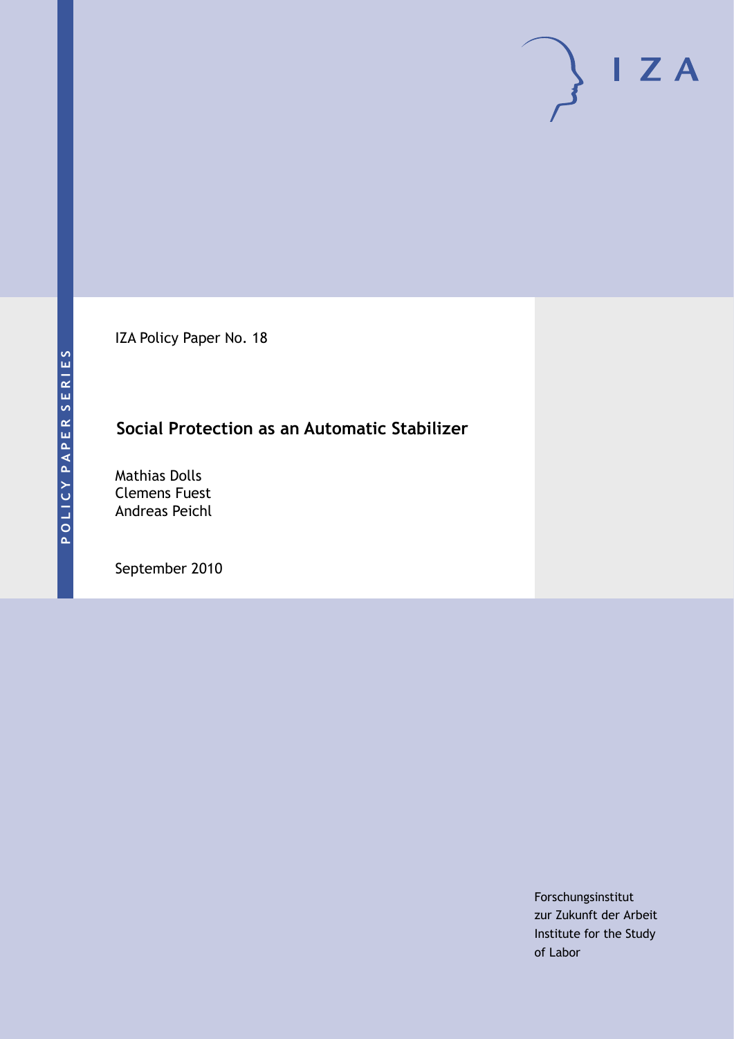IZA Policy Paper No. 18

# Social Protection as an Automatic Stabilizer

Mathias Dolls
Clemens Fuest
Andreas Peichl

September 2010

POLICY PAPER SERIES

Forschungsinstitut
zur Zukunft der Arbeit
Institute for the Study
of Labor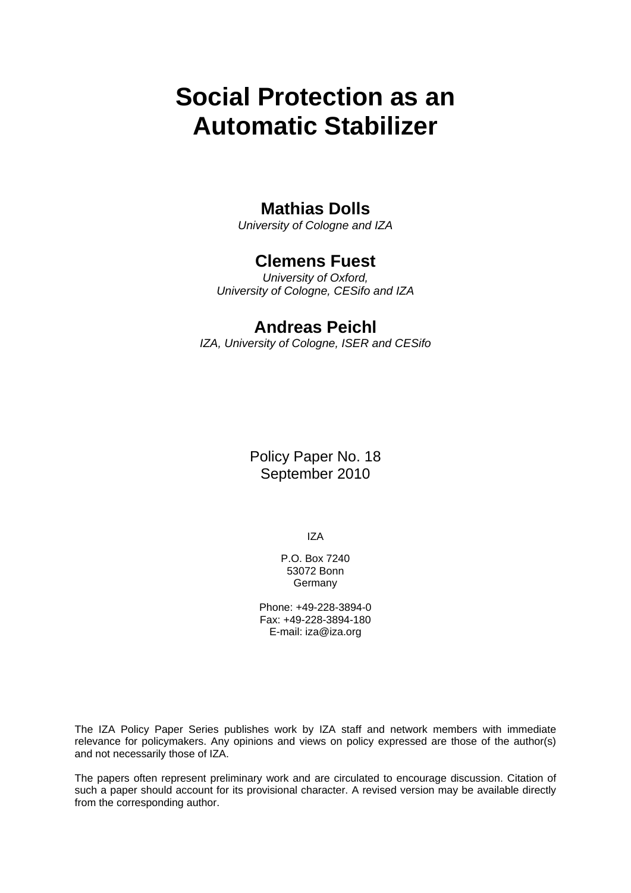# Social Protection as an Automatic Stabilizer

## Mathias Dolls

*University of Cologne and IZA*

## Clemens Fuest

*University of Oxford, University of Cologne, CESifo and IZA*

## Andreas Peichl

*IZA, University of Cologne, ISER and CESifo*

Policy Paper No. 18
September 2010

IZA

P.O. Box 7240
53072 Bonn
Germany

Phone: +49-228-3894-0
Fax: +49-228-3894-180
E-mail: iza@iza.org

The IZA Policy Paper Series publishes work by IZA staff and network members with immediate relevance for policymakers. Any opinions and views on policy expressed are those of the author(s) and not necessarily those of IZA.

The papers often represent preliminary work and are circulated to encourage discussion. Citation of such a paper should account for its provisional character. A revised version may be available directly from the corresponding author.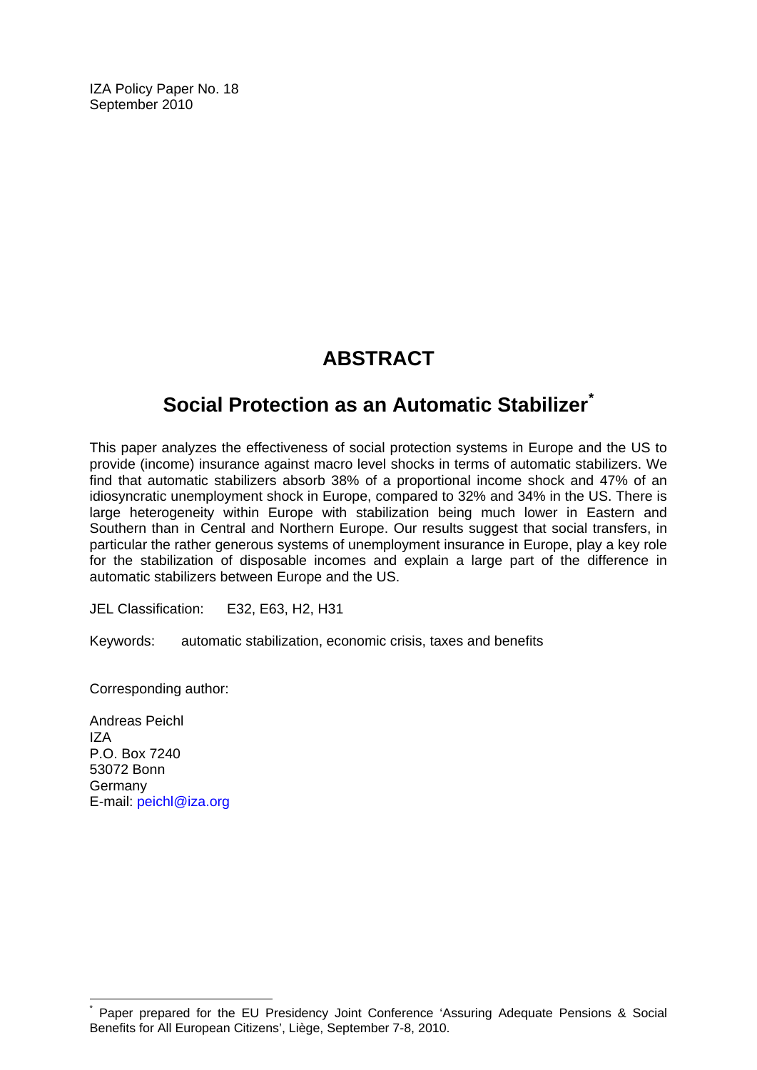IZA Policy Paper No. 18
September 2010

# ABSTRACT

## Social Protection as an Automatic Stabilizer*

This paper analyzes the effectiveness of social protection systems in Europe and the US to provide (income) insurance against macro level shocks in terms of automatic stabilizers. We find that automatic stabilizers absorb 38% of a proportional income shock and 47% of an idiosyncratic unemployment shock in Europe, compared to 32% and 34% in the US. There is large heterogeneity within Europe with stabilization being much lower in Eastern and Southern than in Central and Northern Europe. Our results suggest that social transfers, in particular the rather generous systems of unemployment insurance in Europe, play a key role for the stabilization of disposable incomes and explain a large part of the difference in automatic stabilizers between Europe and the US.

JEL Classification: E32, E63, H2, H31

Keywords: automatic stabilization, economic crisis, taxes and benefits

Corresponding author:

Andreas Peichl
IZA
P.O. Box 7240
53072 Bonn
Germany
E-mail: peichl@iza.org

---

* Paper prepared for the EU Presidency Joint Conference 'Assuring Adequate Pensions & Social Benefits for All European Citizens', Liège, September 7-8, 2010.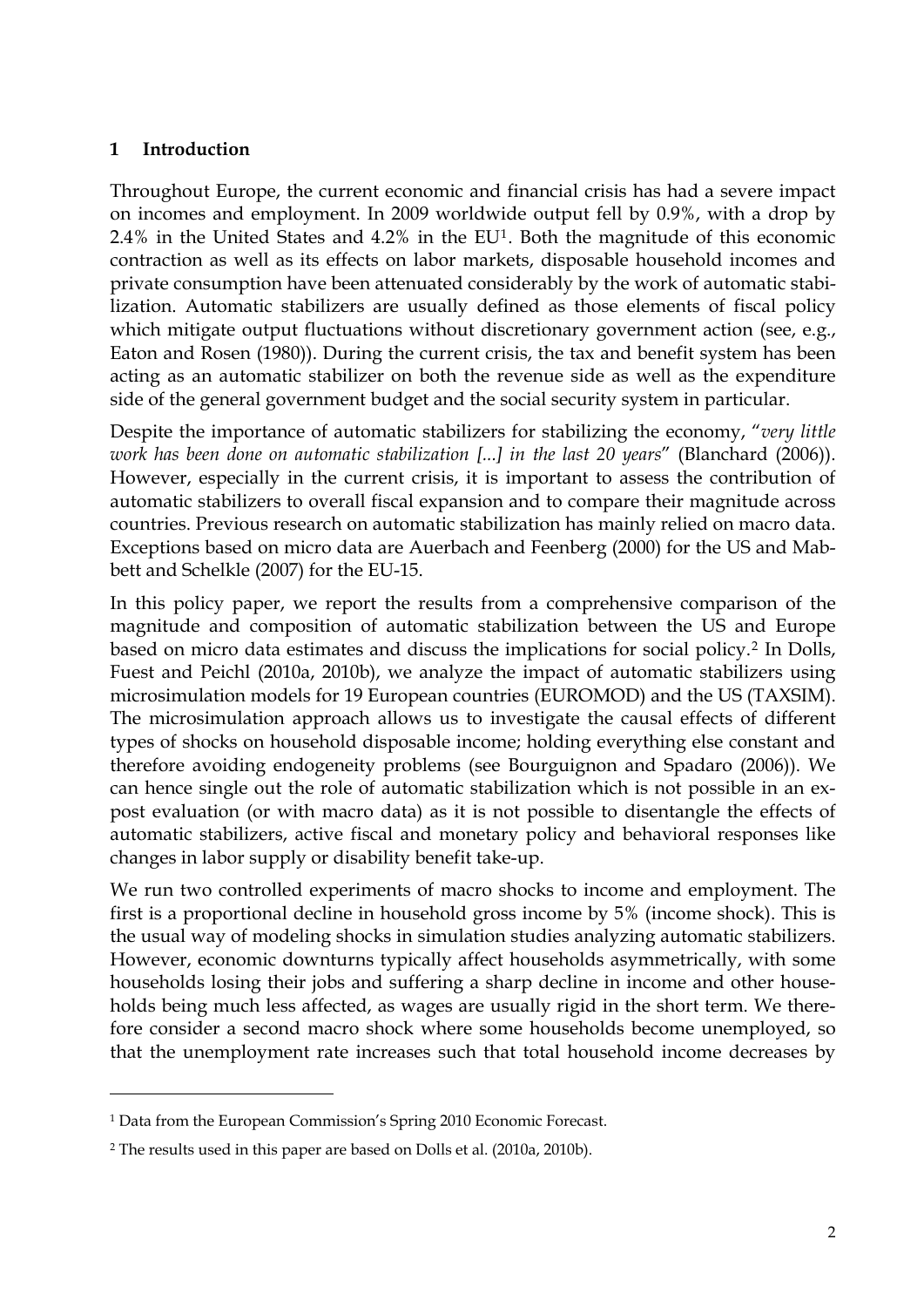## 1 Introduction

Throughout Europe, the current economic and financial crisis has had a severe impact on incomes and employment. In 2009 worldwide output fell by 0.9%, with a drop by 2.4% in the United States and 4.2% in the EU[1]. Both the magnitude of this economic contraction as well as its effects on labor markets, disposable household incomes and private consumption have been attenuated considerably by the work of automatic stabilization. Automatic stabilizers are usually defined as those elements of fiscal policy which mitigate output fluctuations without discretionary government action (see, e.g., Eaton and Rosen (1980)). During the current crisis, the tax and benefit system has been acting as an automatic stabilizer on both the revenue side as well as the expenditure side of the general government budget and the social security system in particular.

Despite the importance of automatic stabilizers for stabilizing the economy, "*very little work has been done on automatic stabilization [...] in the last 20 years*" (Blanchard (2006)). However, especially in the current crisis, it is important to assess the contribution of automatic stabilizers to overall fiscal expansion and to compare their magnitude across countries. Previous research on automatic stabilization has mainly relied on macro data. Exceptions based on micro data are Auerbach and Feenberg (2000) for the US and Mabbett and Schelkle (2007) for the EU-15.

In this policy paper, we report the results from a comprehensive comparison of the magnitude and composition of automatic stabilization between the US and Europe based on micro data estimates and discuss the implications for social policy.[2] In Dolls, Fuest and Peichl (2010a, 2010b), we analyze the impact of automatic stabilizers using microsimulation models for 19 European countries (EUROMOD) and the US (TAXSIM). The microsimulation approach allows us to investigate the causal effects of different types of shocks on household disposable income; holding everything else constant and therefore avoiding endogeneity problems (see Bourguignon and Spadaro (2006)). We can hence single out the role of automatic stabilization which is not possible in an ex-post evaluation (or with macro data) as it is not possible to disentangle the effects of automatic stabilizers, active fiscal and monetary policy and behavioral responses like changes in labor supply or disability benefit take-up.

We run two controlled experiments of macro shocks to income and employment. The first is a proportional decline in household gross income by 5% (income shock). This is the usual way of modeling shocks in simulation studies analyzing automatic stabilizers. However, economic downturns typically affect households asymmetrically, with some households losing their jobs and suffering a sharp decline in income and other households being much less affected, as wages are usually rigid in the short term. We therefore consider a second macro shock where some households become unemployed, so that the unemployment rate increases such that total household income decreases by

[1] Data from the European Commission's Spring 2010 Economic Forecast.

[2] The results used in this paper are based on Dolls et al. (2010a, 2010b).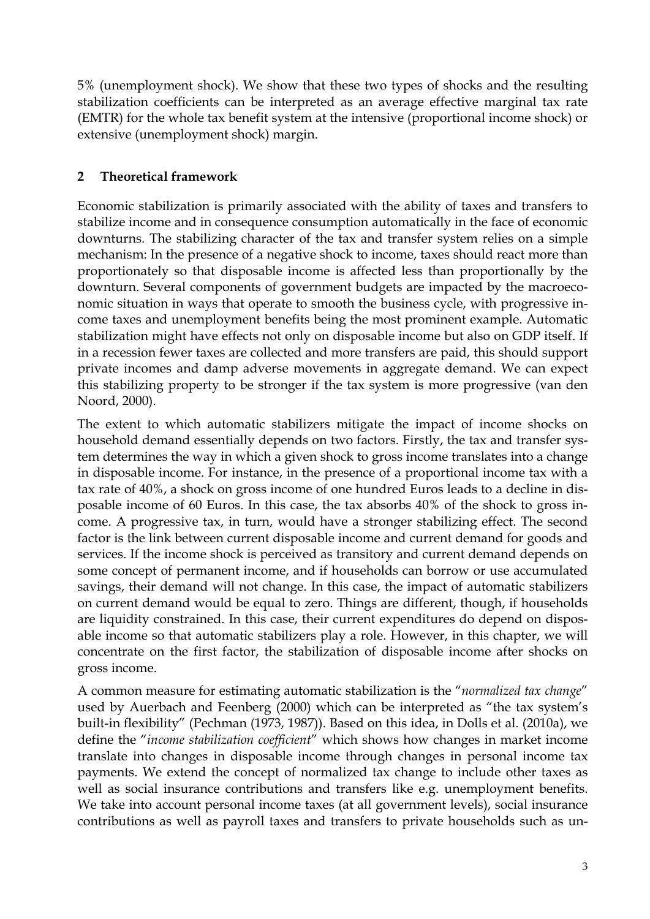5% (unemployment shock). We show that these two types of shocks and the resulting stabilization coefficients can be interpreted as an average effective marginal tax rate (EMTR) for the whole tax benefit system at the intensive (proportional income shock) or extensive (unemployment shock) margin.

## 2 Theoretical framework

Economic stabilization is primarily associated with the ability of taxes and transfers to stabilize income and in consequence consumption automatically in the face of economic downturns. The stabilizing character of the tax and transfer system relies on a simple mechanism: In the presence of a negative shock to income, taxes should react more than proportionately so that disposable income is affected less than proportionally by the downturn. Several components of government budgets are impacted by the macroeconomic situation in ways that operate to smooth the business cycle, with progressive income taxes and unemployment benefits being the most prominent example. Automatic stabilization might have effects not only on disposable income but also on GDP itself. If in a recession fewer taxes are collected and more transfers are paid, this should support private incomes and damp adverse movements in aggregate demand. We can expect this stabilizing property to be stronger if the tax system is more progressive (van den Noord, 2000).

The extent to which automatic stabilizers mitigate the impact of income shocks on household demand essentially depends on two factors. Firstly, the tax and transfer system determines the way in which a given shock to gross income translates into a change in disposable income. For instance, in the presence of a proportional income tax with a tax rate of 40%, a shock on gross income of one hundred Euros leads to a decline in disposable income of 60 Euros. In this case, the tax absorbs 40% of the shock to gross income. A progressive tax, in turn, would have a stronger stabilizing effect. The second factor is the link between current disposable income and current demand for goods and services. If the income shock is perceived as transitory and current demand depends on some concept of permanent income, and if households can borrow or use accumulated savings, their demand will not change. In this case, the impact of automatic stabilizers on current demand would be equal to zero. Things are different, though, if households are liquidity constrained. In this case, their current expenditures do depend on disposable income so that automatic stabilizers play a role. However, in this chapter, we will concentrate on the first factor, the stabilization of disposable income after shocks on gross income.

A common measure for estimating automatic stabilization is the "*normalized tax change*" used by Auerbach and Feenberg (2000) which can be interpreted as "the tax system's built-in flexibility" (Pechman (1973, 1987)). Based on this idea, in Dolls et al. (2010a), we define the "*income stabilization coefficient*" which shows how changes in market income translate into changes in disposable income through changes in personal income tax payments. We extend the concept of normalized tax change to include other taxes as well as social insurance contributions and transfers like e.g. unemployment benefits. We take into account personal income taxes (at all government levels), social insurance contributions as well as payroll taxes and transfers to private households such as un-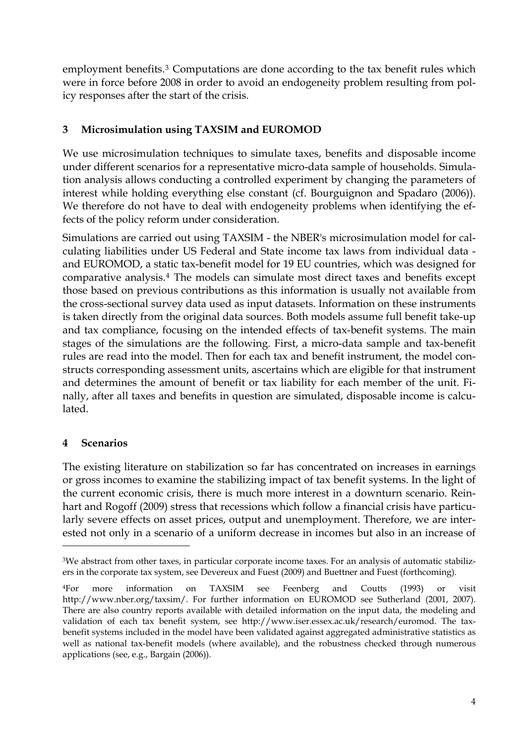employment benefits.[3] Computations are done according to the tax benefit rules which were in force before 2008 in order to avoid an endogeneity problem resulting from policy responses after the start of the crisis.

## 3 Microsimulation using TAXSIM and EUROMOD

We use microsimulation techniques to simulate taxes, benefits and disposable income under different scenarios for a representative micro-data sample of households. Simulation analysis allows conducting a controlled experiment by changing the parameters of interest while holding everything else constant (cf. Bourguignon and Spadaro (2006)). We therefore do not have to deal with endogeneity problems when identifying the effects of the policy reform under consideration.

Simulations are carried out using TAXSIM - the NBER's microsimulation model for calculating liabilities under US Federal and State income tax laws from individual data - and EUROMOD, a static tax-benefit model for 19 EU countries, which was designed for comparative analysis.[4] The models can simulate most direct taxes and benefits except those based on previous contributions as this information is usually not available from the cross-sectional survey data used as input datasets. Information on these instruments is taken directly from the original data sources. Both models assume full benefit take-up and tax compliance, focusing on the intended effects of tax-benefit systems. The main stages of the simulations are the following. First, a micro-data sample and tax-benefit rules are read into the model. Then for each tax and benefit instrument, the model constructs corresponding assessment units, ascertains which are eligible for that instrument and determines the amount of benefit or tax liability for each member of the unit. Finally, after all taxes and benefits in question are simulated, disposable income is calculated.

## 4 Scenarios

The existing literature on stabilization so far has concentrated on increases in earnings or gross incomes to examine the stabilizing impact of tax benefit systems. In the light of the current economic crisis, there is much more interest in a downturn scenario. Reinhart and Rogoff (2009) stress that recessions which follow a financial crisis have particularly severe effects on asset prices, output and unemployment. Therefore, we are interested not only in a scenario of a uniform decrease in incomes but also in an increase of

---

[3] We abstract from other taxes, in particular corporate income taxes. For an analysis of automatic stabilizers in the corporate tax system, see Devereux and Fuest (2009) and Buettner and Fuest (forthcoming).

[4] For more information on TAXSIM see Feenberg and Coutts (1993) or visit http://www.nber.org/taxsim/. For further information on EUROMOD see Sutherland (2001, 2007). There are also country reports available with detailed information on the input data, the modeling and validation of each tax benefit system, see http://www.iser.essex.ac.uk/research/euromod. The tax-benefit systems included in the model have been validated against aggregated administrative statistics as well as national tax-benefit models (where available), and the robustness checked through numerous applications (see, e.g., Bargain (2006)).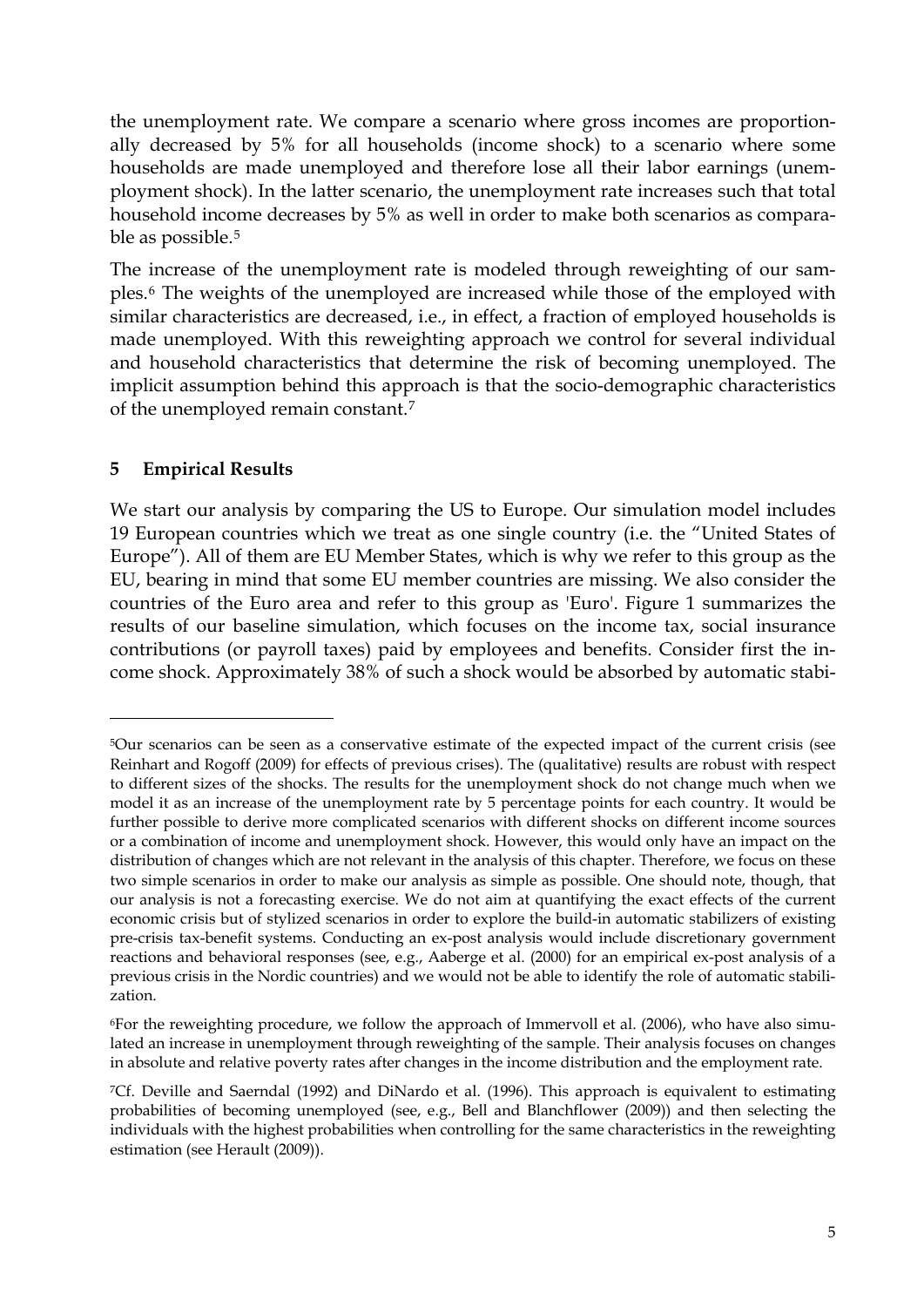the unemployment rate. We compare a scenario where gross incomes are proportionally decreased by 5% for all households (income shock) to a scenario where some households are made unemployed and therefore lose all their labor earnings (unemployment shock). In the latter scenario, the unemployment rate increases such that total household income decreases by 5% as well in order to make both scenarios as comparable as possible.[5]

The increase of the unemployment rate is modeled through reweighting of our samples.[6] The weights of the unemployed are increased while those of the employed with similar characteristics are decreased, i.e., in effect, a fraction of employed households is made unemployed. With this reweighting approach we control for several individual and household characteristics that determine the risk of becoming unemployed. The implicit assumption behind this approach is that the socio-demographic characteristics of the unemployed remain constant.[7]

## 5 Empirical Results

We start our analysis by comparing the US to Europe. Our simulation model includes 19 European countries which we treat as one single country (i.e. the "United States of Europe"). All of them are EU Member States, which is why we refer to this group as the EU, bearing in mind that some EU member countries are missing. We also consider the countries of the Euro area and refer to this group as 'Euro'. Figure 1 summarizes the results of our baseline simulation, which focuses on the income tax, social insurance contributions (or payroll taxes) paid by employees and benefits. Consider first the income shock. Approximately 38% of such a shock would be absorbed by automatic stabi-

---

[5]Our scenarios can be seen as a conservative estimate of the expected impact of the current crisis (see Reinhart and Rogoff (2009) for effects of previous crises). The (qualitative) results are robust with respect to different sizes of the shocks. The results for the unemployment shock do not change much when we model it as an increase of the unemployment rate by 5 percentage points for each country. It would be further possible to derive more complicated scenarios with different shocks on different income sources or a combination of income and unemployment shock. However, this would only have an impact on the distribution of changes which are not relevant in the analysis of this chapter. Therefore, we focus on these two simple scenarios in order to make our analysis as simple as possible. One should note, though, that our analysis is not a forecasting exercise. We do not aim at quantifying the exact effects of the current economic crisis but of stylized scenarios in order to explore the build-in automatic stabilizers of existing pre-crisis tax-benefit systems. Conducting an ex-post analysis would include discretionary government reactions and behavioral responses (see, e.g., Aaberge et al. (2000) for an empirical ex-post analysis of a previous crisis in the Nordic countries) and we would not be able to identify the role of automatic stabilization.

[6]For the reweighting procedure, we follow the approach of Immervoll et al. (2006), who have also simulated an increase in unemployment through reweighting of the sample. Their analysis focuses on changes in absolute and relative poverty rates after changes in the income distribution and the employment rate.

[7]Cf. Deville and Saerndal (1992) and DiNardo et al. (1996). This approach is equivalent to estimating probabilities of becoming unemployed (see, e.g., Bell and Blanchflower (2009)) and then selecting the individuals with the highest probabilities when controlling for the same characteristics in the reweighting estimation (see Herault (2009)).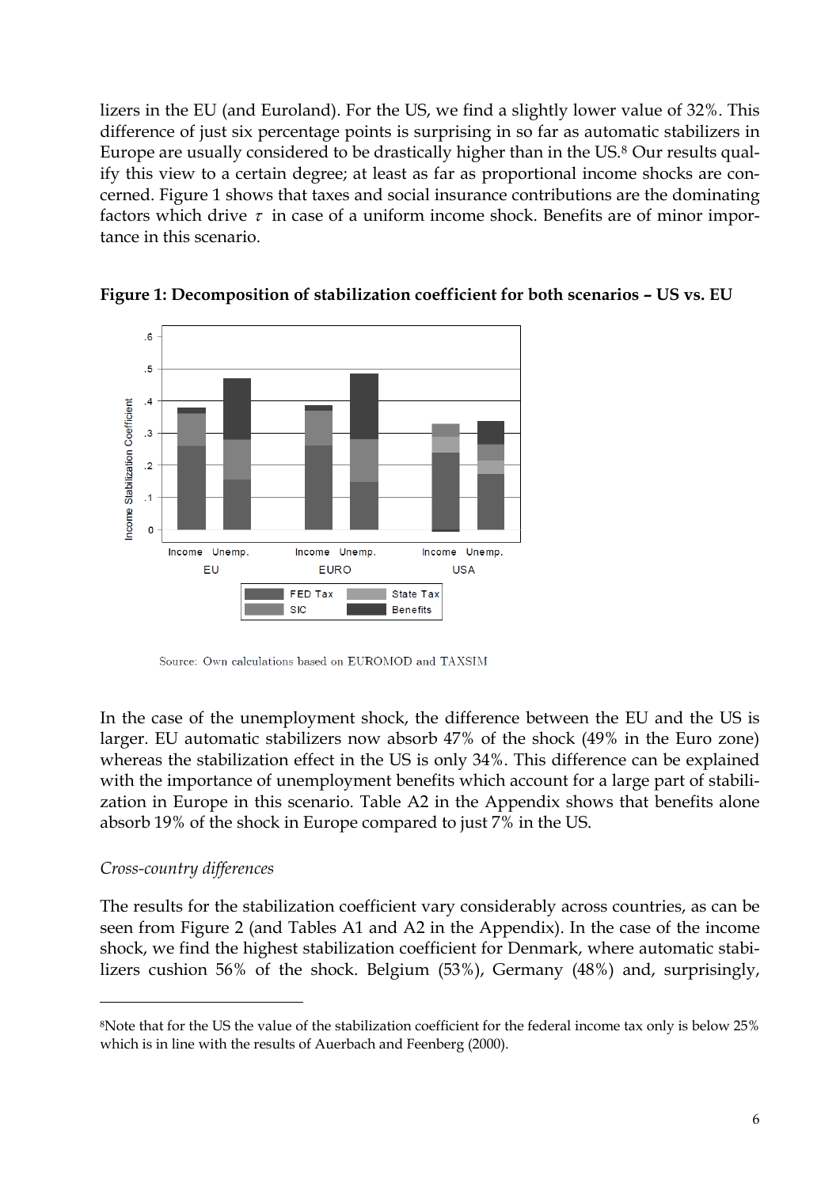lizers in the EU (and Euroland). For the US, we find a slightly lower value of 32%. This difference of just six percentage points is surprising in so far as automatic stabilizers in Europe are usually considered to be drastically higher than in the US.[8] Our results qualify this view to a certain degree; at least as far as proportional income shocks are concerned. Figure 1 shows that taxes and social insurance contributions are the dominating factors which drive $\tau$ in case of a uniform income shock. Benefits are of minor importance in this scenario.

**Figure 1: Decomposition of stabilization coefficient for both scenarios – US vs. EU**

Source: Own calculations based on EUROMOD and TAXSIM

In the case of the unemployment shock, the difference between the EU and the US is larger. EU automatic stabilizers now absorb 47% of the shock (49% in the Euro zone) whereas the stabilization effect in the US is only 34%. This difference can be explained with the importance of unemployment benefits which account for a large part of stabilization in Europe in this scenario. Table A2 in the Appendix shows that benefits alone absorb 19% of the shock in Europe compared to just 7% in the US.

*Cross-country differences*

The results for the stabilization coefficient vary considerably across countries, as can be seen from Figure 2 (and Tables A1 and A2 in the Appendix). In the case of the income shock, we find the highest stabilization coefficient for Denmark, where automatic stabilizers cushion 56% of the shock. Belgium (53%), Germany (48%) and, surprisingly,

[8] Note that for the US the value of the stabilization coefficient for the federal income tax only is below 25% which is in line with the results of Auerbach and Feenberg (2000).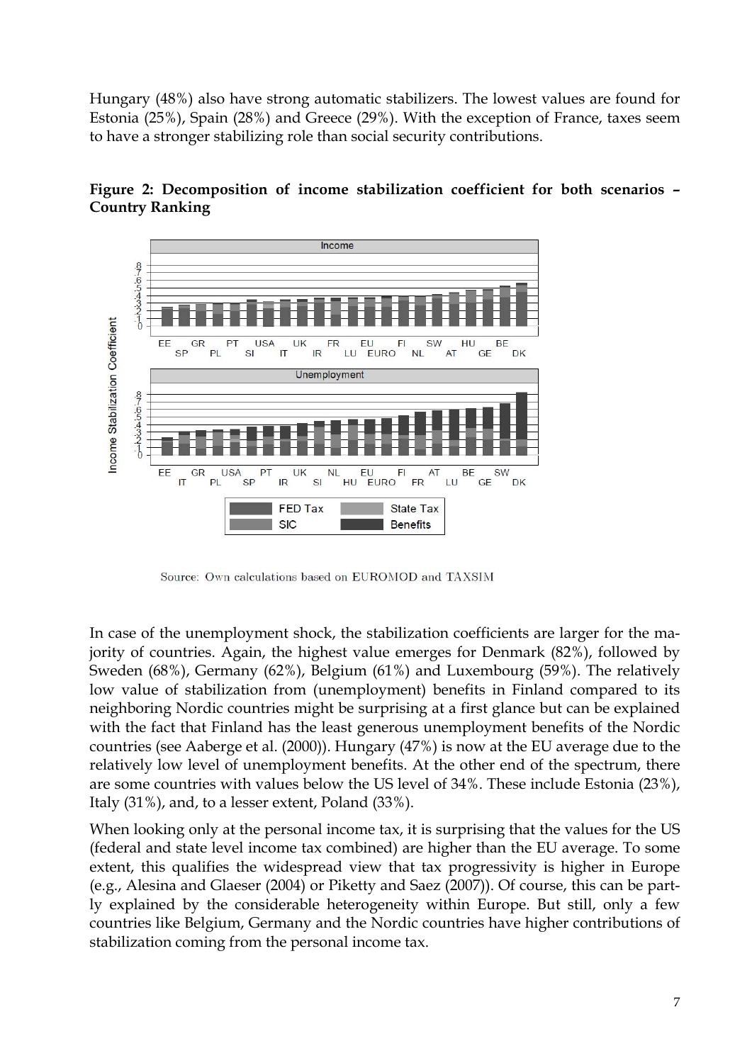Hungary (48%) also have strong automatic stabilizers. The lowest values are found for Estonia (25%), Spain (28%) and Greece (29%). With the exception of France, taxes seem to have a stronger stabilizing role than social security contributions.

**Figure 2: Decomposition of income stabilization coefficient for both scenarios – Country Ranking**

Source: Own calculations based on EUROMOD and TAXSIM

In case of the unemployment shock, the stabilization coefficients are larger for the majority of countries. Again, the highest value emerges for Denmark (82%), followed by Sweden (68%), Germany (62%), Belgium (61%) and Luxembourg (59%). The relatively low value of stabilization from (unemployment) benefits in Finland compared to its neighboring Nordic countries might be surprising at a first glance but can be explained with the fact that Finland has the least generous unemployment benefits of the Nordic countries (see Aaberge et al. (2000)). Hungary (47%) is now at the EU average due to the relatively low level of unemployment benefits. At the other end of the spectrum, there are some countries with values below the US level of 34%. These include Estonia (23%), Italy (31%), and, to a lesser extent, Poland (33%).

When looking only at the personal income tax, it is surprising that the values for the US (federal and state level income tax combined) are higher than the EU average. To some extent, this qualifies the widespread view that tax progressivity is higher in Europe (e.g., Alesina and Glaeser (2004) or Piketty and Saez (2007)). Of course, this can be partly explained by the considerable heterogeneity within Europe. But still, only a few countries like Belgium, Germany and the Nordic countries have higher contributions of stabilization coming from the personal income tax.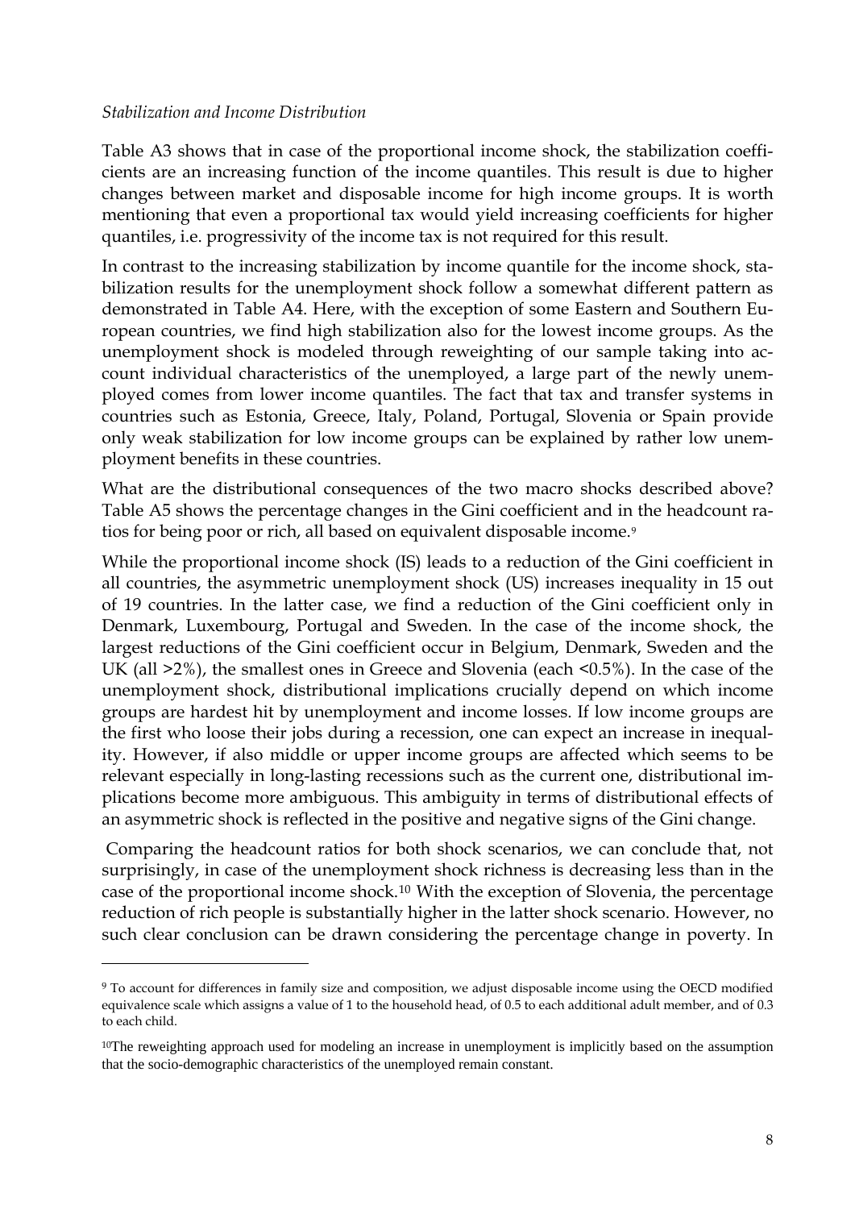*Stabilization and Income Distribution*

Table A3 shows that in case of the proportional income shock, the stabilization coefficients are an increasing function of the income quantiles. This result is due to higher changes between market and disposable income for high income groups. It is worth mentioning that even a proportional tax would yield increasing coefficients for higher quantiles, i.e. progressivity of the income tax is not required for this result.

In contrast to the increasing stabilization by income quantile for the income shock, stabilization results for the unemployment shock follow a somewhat different pattern as demonstrated in Table A4. Here, with the exception of some Eastern and Southern European countries, we find high stabilization also for the lowest income groups. As the unemployment shock is modeled through reweighting of our sample taking into account individual characteristics of the unemployed, a large part of the newly unemployed comes from lower income quantiles. The fact that tax and transfer systems in countries such as Estonia, Greece, Italy, Poland, Portugal, Slovenia or Spain provide only weak stabilization for low income groups can be explained by rather low unemployment benefits in these countries.

What are the distributional consequences of the two macro shocks described above? Table A5 shows the percentage changes in the Gini coefficient and in the headcount ratios for being poor or rich, all based on equivalent disposable income.[9]

While the proportional income shock (IS) leads to a reduction of the Gini coefficient in all countries, the asymmetric unemployment shock (US) increases inequality in 15 out of 19 countries. In the latter case, we find a reduction of the Gini coefficient only in Denmark, Luxembourg, Portugal and Sweden. In the case of the income shock, the largest reductions of the Gini coefficient occur in Belgium, Denmark, Sweden and the UK (all >2%), the smallest ones in Greece and Slovenia (each <0.5%). In the case of the unemployment shock, distributional implications crucially depend on which income groups are hardest hit by unemployment and income losses. If low income groups are the first who loose their jobs during a recession, one can expect an increase in inequality. However, if also middle or upper income groups are affected which seems to be relevant especially in long-lasting recessions such as the current one, distributional implications become more ambiguous. This ambiguity in terms of distributional effects of an asymmetric shock is reflected in the positive and negative signs of the Gini change.

Comparing the headcount ratios for both shock scenarios, we can conclude that, not surprisingly, in case of the unemployment shock richness is decreasing less than in the case of the proportional income shock.[10] With the exception of Slovenia, the percentage reduction of rich people is substantially higher in the latter shock scenario. However, no such clear conclusion can be drawn considering the percentage change in poverty. In

[9] To account for differences in family size and composition, we adjust disposable income using the OECD modified equivalence scale which assigns a value of 1 to the household head, of 0.5 to each additional adult member, and of 0.3 to each child.

[10] The reweighting approach used for modeling an increase in unemployment is implicitly based on the assumption that the socio-demographic characteristics of the unemployed remain constant.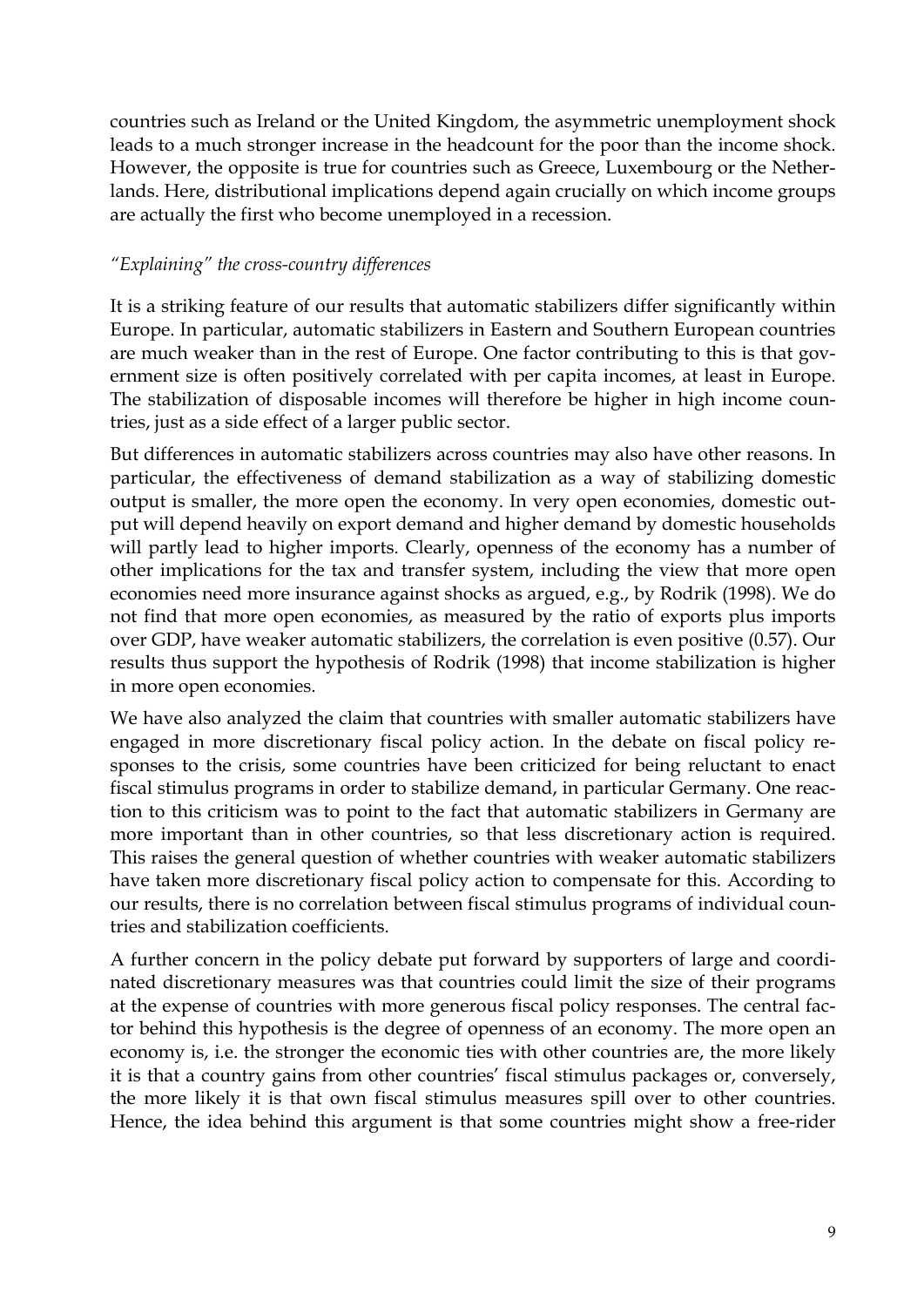countries such as Ireland or the United Kingdom, the asymmetric unemployment shock leads to a much stronger increase in the headcount for the poor than the income shock. However, the opposite is true for countries such as Greece, Luxembourg or the Netherlands. Here, distributional implications depend again crucially on which income groups are actually the first who become unemployed in a recession.

### *"Explaining" the cross-country differences*

It is a striking feature of our results that automatic stabilizers differ significantly within Europe. In particular, automatic stabilizers in Eastern and Southern European countries are much weaker than in the rest of Europe. One factor contributing to this is that government size is often positively correlated with per capita incomes, at least in Europe. The stabilization of disposable incomes will therefore be higher in high income countries, just as a side effect of a larger public sector.

But differences in automatic stabilizers across countries may also have other reasons. In particular, the effectiveness of demand stabilization as a way of stabilizing domestic output is smaller, the more open the economy. In very open economies, domestic output will depend heavily on export demand and higher demand by domestic households will partly lead to higher imports. Clearly, openness of the economy has a number of other implications for the tax and transfer system, including the view that more open economies need more insurance against shocks as argued, e.g., by Rodrik (1998). We do not find that more open economies, as measured by the ratio of exports plus imports over GDP, have weaker automatic stabilizers, the correlation is even positive (0.57). Our results thus support the hypothesis of Rodrik (1998) that income stabilization is higher in more open economies.

We have also analyzed the claim that countries with smaller automatic stabilizers have engaged in more discretionary fiscal policy action. In the debate on fiscal policy responses to the crisis, some countries have been criticized for being reluctant to enact fiscal stimulus programs in order to stabilize demand, in particular Germany. One reaction to this criticism was to point to the fact that automatic stabilizers in Germany are more important than in other countries, so that less discretionary action is required. This raises the general question of whether countries with weaker automatic stabilizers have taken more discretionary fiscal policy action to compensate for this. According to our results, there is no correlation between fiscal stimulus programs of individual countries and stabilization coefficients.

A further concern in the policy debate put forward by supporters of large and coordinated discretionary measures was that countries could limit the size of their programs at the expense of countries with more generous fiscal policy responses. The central factor behind this hypothesis is the degree of openness of an economy. The more open an economy is, i.e. the stronger the economic ties with other countries are, the more likely it is that a country gains from other countries' fiscal stimulus packages or, conversely, the more likely it is that own fiscal stimulus measures spill over to other countries. Hence, the idea behind this argument is that some countries might show a free-rider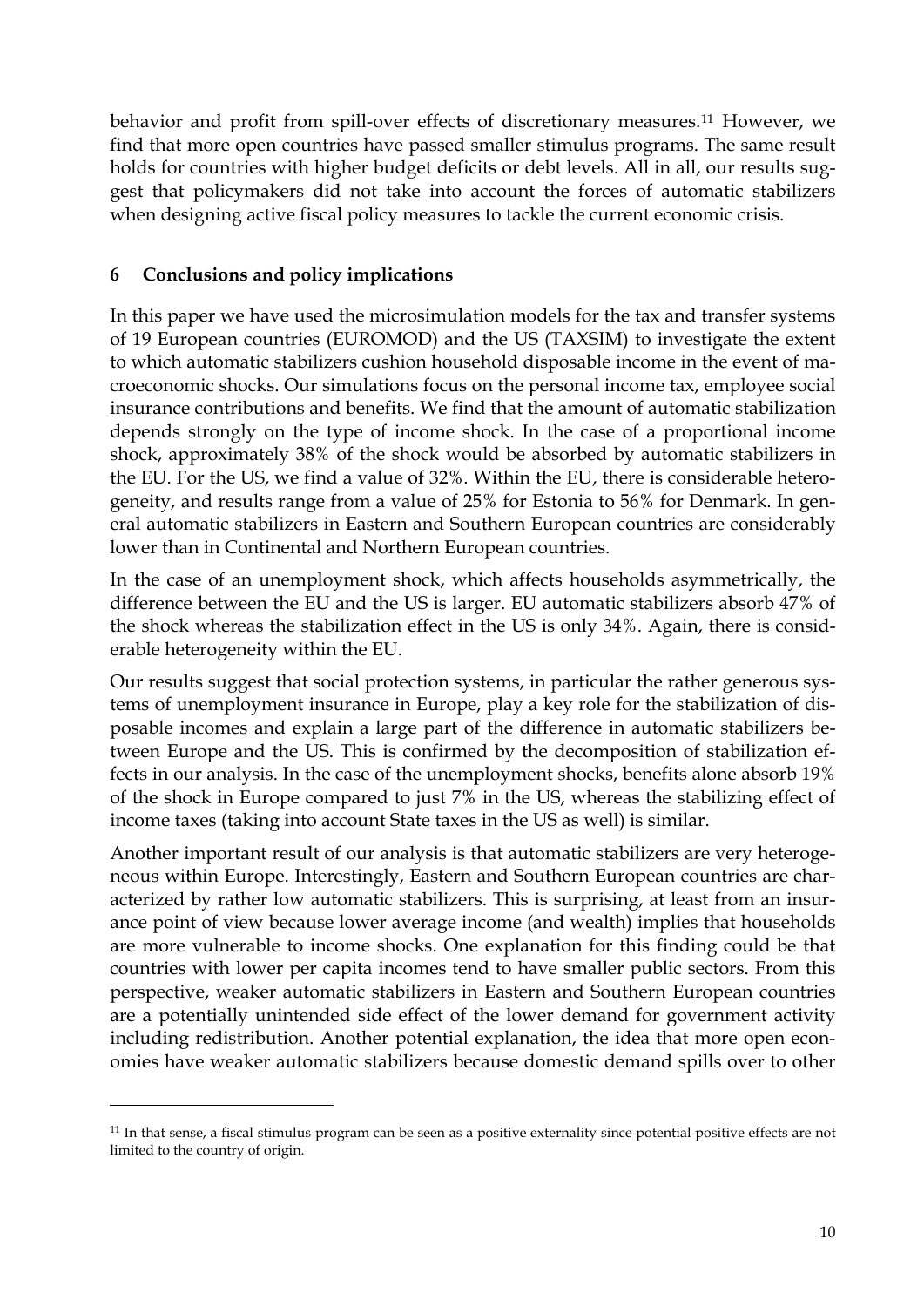behavior and profit from spill-over effects of discretionary measures.[11] However, we find that more open countries have passed smaller stimulus programs. The same result holds for countries with higher budget deficits or debt levels. All in all, our results suggest that policymakers did not take into account the forces of automatic stabilizers when designing active fiscal policy measures to tackle the current economic crisis.

## 6 Conclusions and policy implications

In this paper we have used the microsimulation models for the tax and transfer systems of 19 European countries (EUROMOD) and the US (TAXSIM) to investigate the extent to which automatic stabilizers cushion household disposable income in the event of macroeconomic shocks. Our simulations focus on the personal income tax, employee social insurance contributions and benefits. We find that the amount of automatic stabilization depends strongly on the type of income shock. In the case of a proportional income shock, approximately 38% of the shock would be absorbed by automatic stabilizers in the EU. For the US, we find a value of 32%. Within the EU, there is considerable heterogeneity, and results range from a value of 25% for Estonia to 56% for Denmark. In general automatic stabilizers in Eastern and Southern European countries are considerably lower than in Continental and Northern European countries.

In the case of an unemployment shock, which affects households asymmetrically, the difference between the EU and the US is larger. EU automatic stabilizers absorb 47% of the shock whereas the stabilization effect in the US is only 34%. Again, there is considerable heterogeneity within the EU.

Our results suggest that social protection systems, in particular the rather generous systems of unemployment insurance in Europe, play a key role for the stabilization of disposable incomes and explain a large part of the difference in automatic stabilizers between Europe and the US. This is confirmed by the decomposition of stabilization effects in our analysis. In the case of the unemployment shocks, benefits alone absorb 19% of the shock in Europe compared to just 7% in the US, whereas the stabilizing effect of income taxes (taking into account State taxes in the US as well) is similar.

Another important result of our analysis is that automatic stabilizers are very heterogeneous within Europe. Interestingly, Eastern and Southern European countries are characterized by rather low automatic stabilizers. This is surprising, at least from an insurance point of view because lower average income (and wealth) implies that households are more vulnerable to income shocks. One explanation for this finding could be that countries with lower per capita incomes tend to have smaller public sectors. From this perspective, weaker automatic stabilizers in Eastern and Southern European countries are a potentially unintended side effect of the lower demand for government activity including redistribution. Another potential explanation, the idea that more open economies have weaker automatic stabilizers because domestic demand spills over to other

[11] In that sense, a fiscal stimulus program can be seen as a positive externality since potential positive effects are not limited to the country of origin.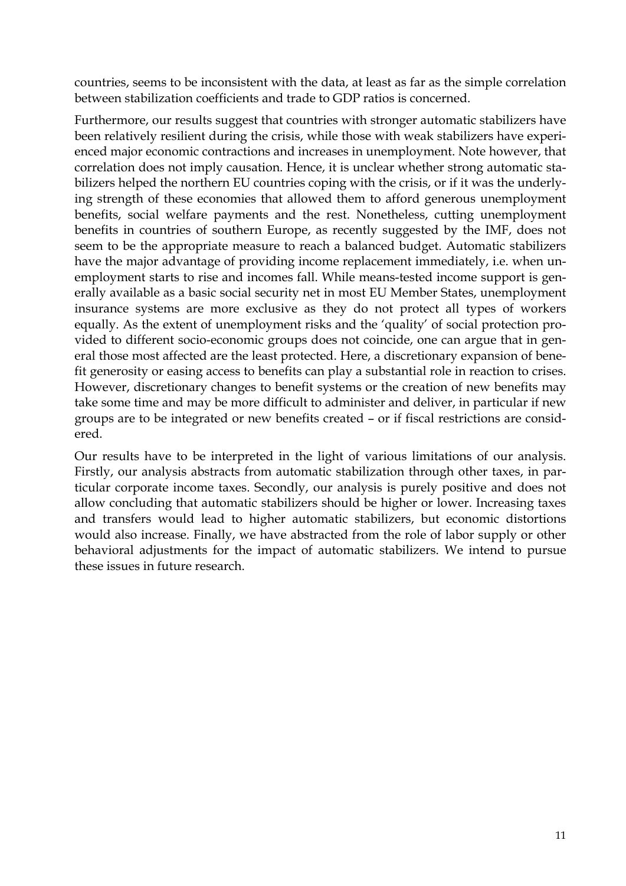countries, seems to be inconsistent with the data, at least as far as the simple correlation between stabilization coefficients and trade to GDP ratios is concerned.

Furthermore, our results suggest that countries with stronger automatic stabilizers have been relatively resilient during the crisis, while those with weak stabilizers have experienced major economic contractions and increases in unemployment. Note however, that correlation does not imply causation. Hence, it is unclear whether strong automatic stabilizers helped the northern EU countries coping with the crisis, or if it was the underlying strength of these economies that allowed them to afford generous unemployment benefits, social welfare payments and the rest. Nonetheless, cutting unemployment benefits in countries of southern Europe, as recently suggested by the IMF, does not seem to be the appropriate measure to reach a balanced budget. Automatic stabilizers have the major advantage of providing income replacement immediately, i.e. when unemployment starts to rise and incomes fall. While means-tested income support is generally available as a basic social security net in most EU Member States, unemployment insurance systems are more exclusive as they do not protect all types of workers equally. As the extent of unemployment risks and the 'quality' of social protection provided to different socio-economic groups does not coincide, one can argue that in general those most affected are the least protected. Here, a discretionary expansion of benefit generosity or easing access to benefits can play a substantial role in reaction to crises. However, discretionary changes to benefit systems or the creation of new benefits may take some time and may be more difficult to administer and deliver, in particular if new groups are to be integrated or new benefits created – or if fiscal restrictions are considered.

Our results have to be interpreted in the light of various limitations of our analysis. Firstly, our analysis abstracts from automatic stabilization through other taxes, in particular corporate income taxes. Secondly, our analysis is purely positive and does not allow concluding that automatic stabilizers should be higher or lower. Increasing taxes and transfers would lead to higher automatic stabilizers, but economic distortions would also increase. Finally, we have abstracted from the role of labor supply or other behavioral adjustments for the impact of automatic stabilizers. We intend to pursue these issues in future research.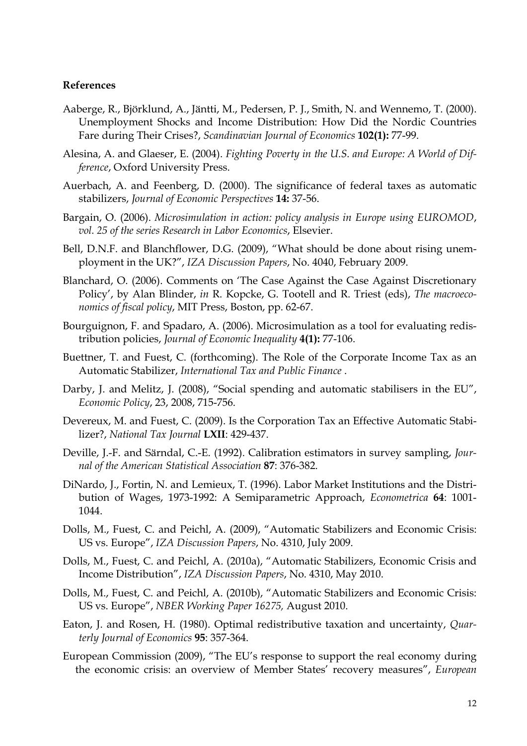**References**

Aaberge, R., Björklund, A., Jäntti, M., Pedersen, P. J., Smith, N. and Wennemo, T. (2000). Unemployment Shocks and Income Distribution: How Did the Nordic Countries Fare during Their Crises?, *Scandinavian Journal of Economics* **102(1):** 77-99.

Alesina, A. and Glaeser, E. (2004). *Fighting Poverty in the U.S. and Europe: A World of Difference*, Oxford University Press.

Auerbach, A. and Feenberg, D. (2000). The significance of federal taxes as automatic stabilizers, *Journal of Economic Perspectives* **14:** 37-56.

Bargain, O. (2006). *Microsimulation in action: policy analysis in Europe using EUROMOD, vol. 25 of the series Research in Labor Economics*, Elsevier.

Bell, D.N.F. and Blanchflower, D.G. (2009), "What should be done about rising unemployment in the UK?", *IZA Discussion Papers*, No. 4040, February 2009.

Blanchard, O. (2006). Comments on 'The Case Against the Case Against Discretionary Policy', by Alan Blinder, *in* R. Kopcke, G. Tootell and R. Triest (eds), *The macroeconomics of fiscal policy*, MIT Press, Boston, pp. 62-67.

Bourguignon, F. and Spadaro, A. (2006). Microsimulation as a tool for evaluating redistribution policies, *Journal of Economic Inequality* **4(1):** 77-106.

Buettner, T. and Fuest, C. (forthcoming). The Role of the Corporate Income Tax as an Automatic Stabilizer, *International Tax and Public Finance* .

Darby, J. and Melitz, J. (2008), "Social spending and automatic stabilisers in the EU", *Economic Policy*, 23, 2008, 715-756.

Devereux, M. and Fuest, C. (2009). Is the Corporation Tax an Effective Automatic Stabilizer?, *National Tax Journal* **LXII**: 429-437.

Deville, J.-F. and Särndal, C.-E. (1992). Calibration estimators in survey sampling, *Journal of the American Statistical Association* **87**: 376-382.

DiNardo, J., Fortin, N. and Lemieux, T. (1996). Labor Market Institutions and the Distribution of Wages, 1973-1992: A Semiparametric Approach, *Econometrica* **64**: 1001-1044.

Dolls, M., Fuest, C. and Peichl, A. (2009), "Automatic Stabilizers and Economic Crisis: US vs. Europe", *IZA Discussion Papers*, No. 4310, July 2009.

Dolls, M., Fuest, C. and Peichl, A. (2010a), "Automatic Stabilizers, Economic Crisis and Income Distribution", *IZA Discussion Papers*, No. 4310, May 2010.

Dolls, M., Fuest, C. and Peichl, A. (2010b), "Automatic Stabilizers and Economic Crisis: US vs. Europe", *NBER Working Paper 16275,* August 2010.

Eaton, J. and Rosen, H. (1980). Optimal redistributive taxation and uncertainty, *Quarterly Journal of Economics* **95**: 357-364.

European Commission (2009), "The EU's response to support the real economy during the economic crisis: an overview of Member States' recovery measures", *European*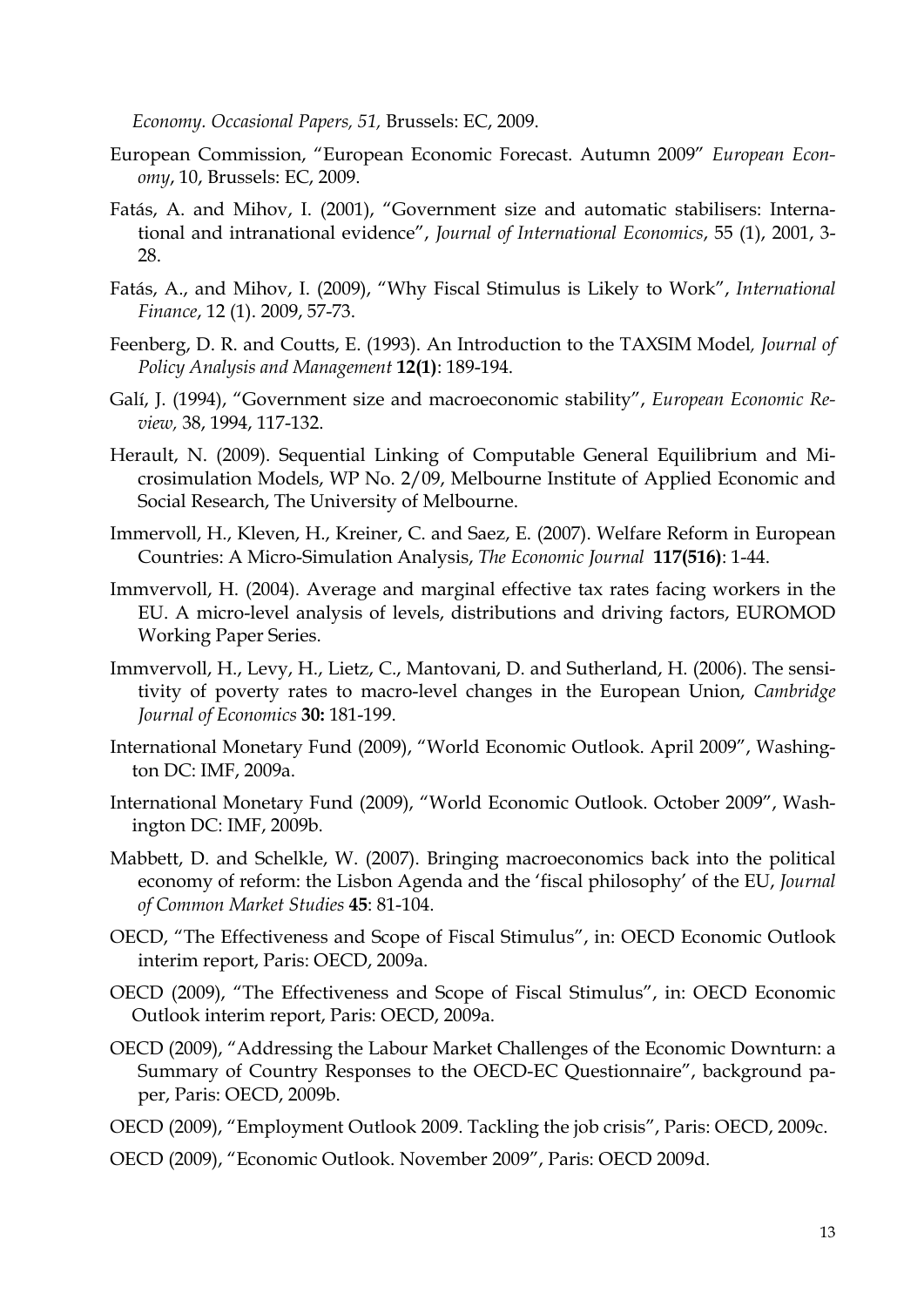*Economy. Occasional Papers, 51,* Brussels: EC, 2009.

European Commission, "European Economic Forecast. Autumn 2009" *European Economy*, 10, Brussels: EC, 2009.

Fatás, A. and Mihov, I. (2001), "Government size and automatic stabilisers: International and intranational evidence", *Journal of International Economics*, 55 (1), 2001, 3-28.

Fatás, A., and Mihov, I. (2009), "Why Fiscal Stimulus is Likely to Work", *International Finance*, 12 (1). 2009, 57-73.

Feenberg, D. R. and Coutts, E. (1993). An Introduction to the TAXSIM Model*, Journal of Policy Analysis and Management* **12(1)**: 189-194.

Galí, J. (1994), "Government size and macroeconomic stability", *European Economic Review,* 38, 1994, 117-132.

Herault, N. (2009). Sequential Linking of Computable General Equilibrium and Microsimulation Models, WP No. 2/09, Melbourne Institute of Applied Economic and Social Research, The University of Melbourne.

Immervoll, H., Kleven, H., Kreiner, C. and Saez, E. (2007). Welfare Reform in European Countries: A Micro-Simulation Analysis, *The Economic Journal* **117(516)**: 1-44.

Immvervoll, H. (2004). Average and marginal effective tax rates facing workers in the EU. A micro-level analysis of levels, distributions and driving factors, EUROMOD Working Paper Series.

Immvervoll, H., Levy, H., Lietz, C., Mantovani, D. and Sutherland, H. (2006). The sensitivity of poverty rates to macro-level changes in the European Union, *Cambridge Journal of Economics* **30:** 181-199.

International Monetary Fund (2009), "World Economic Outlook. April 2009", Washington DC: IMF, 2009a.

International Monetary Fund (2009), "World Economic Outlook. October 2009", Washington DC: IMF, 2009b.

Mabbett, D. and Schelkle, W. (2007). Bringing macroeconomics back into the political economy of reform: the Lisbon Agenda and the 'fiscal philosophy' of the EU, *Journal of Common Market Studies* **45**: 81-104.

OECD, "The Effectiveness and Scope of Fiscal Stimulus", in: OECD Economic Outlook interim report, Paris: OECD, 2009a.

OECD (2009), "The Effectiveness and Scope of Fiscal Stimulus", in: OECD Economic Outlook interim report, Paris: OECD, 2009a.

OECD (2009), "Addressing the Labour Market Challenges of the Economic Downturn: a Summary of Country Responses to the OECD-EC Questionnaire", background paper, Paris: OECD, 2009b.

OECD (2009), "Employment Outlook 2009. Tackling the job crisis", Paris: OECD, 2009c.

OECD (2009), "Economic Outlook. November 2009", Paris: OECD 2009d.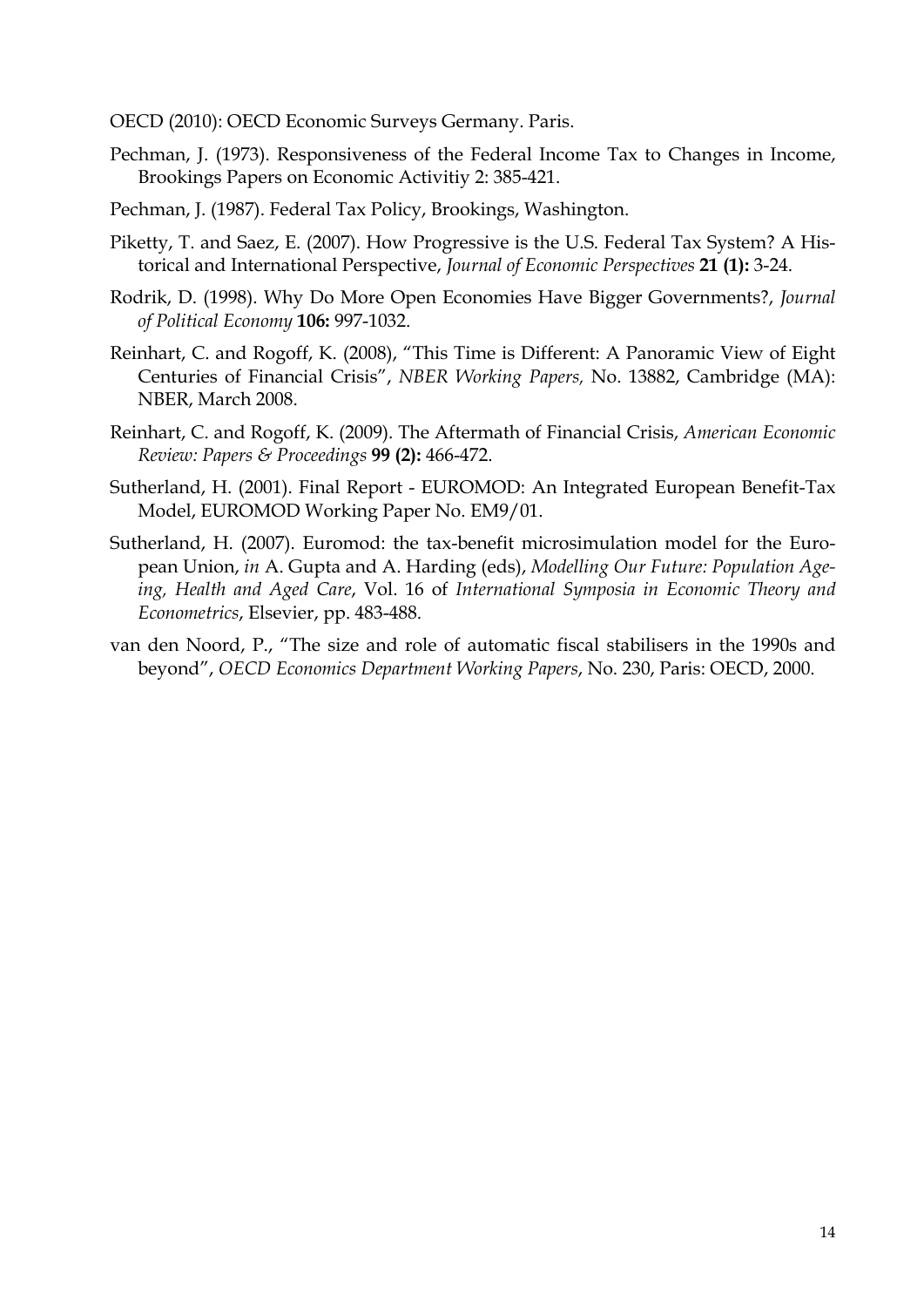OECD (2010): OECD Economic Surveys Germany. Paris.

Pechman, J. (1973). Responsiveness of the Federal Income Tax to Changes in Income, Brookings Papers on Economic Activitiy 2: 385-421.

Pechman, J. (1987). Federal Tax Policy, Brookings, Washington.

Piketty, T. and Saez, E. (2007). How Progressive is the U.S. Federal Tax System? A Historical and International Perspective, *Journal of Economic Perspectives* **21 (1):** 3-24.

Rodrik, D. (1998). Why Do More Open Economies Have Bigger Governments?, *Journal of Political Economy* **106:** 997-1032.

Reinhart, C. and Rogoff, K. (2008), "This Time is Different: A Panoramic View of Eight Centuries of Financial Crisis", *NBER Working Papers,* No. 13882, Cambridge (MA): NBER, March 2008.

Reinhart, C. and Rogoff, K. (2009). The Aftermath of Financial Crisis, *American Economic Review: Papers & Proceedings* **99 (2):** 466-472.

Sutherland, H. (2001). Final Report - EUROMOD: An Integrated European Benefit-Tax Model, EUROMOD Working Paper No. EM9/01.

Sutherland, H. (2007). Euromod: the tax-benefit microsimulation model for the European Union, *in* A. Gupta and A. Harding (eds), *Modelling Our Future: Population Ageing, Health and Aged Care*, Vol. 16 of *International Symposia in Economic Theory and Econometrics*, Elsevier, pp. 483-488.

van den Noord, P., "The size and role of automatic fiscal stabilisers in the 1990s and beyond", *OECD Economics Department Working Papers*, No. 230, Paris: OECD, 2000.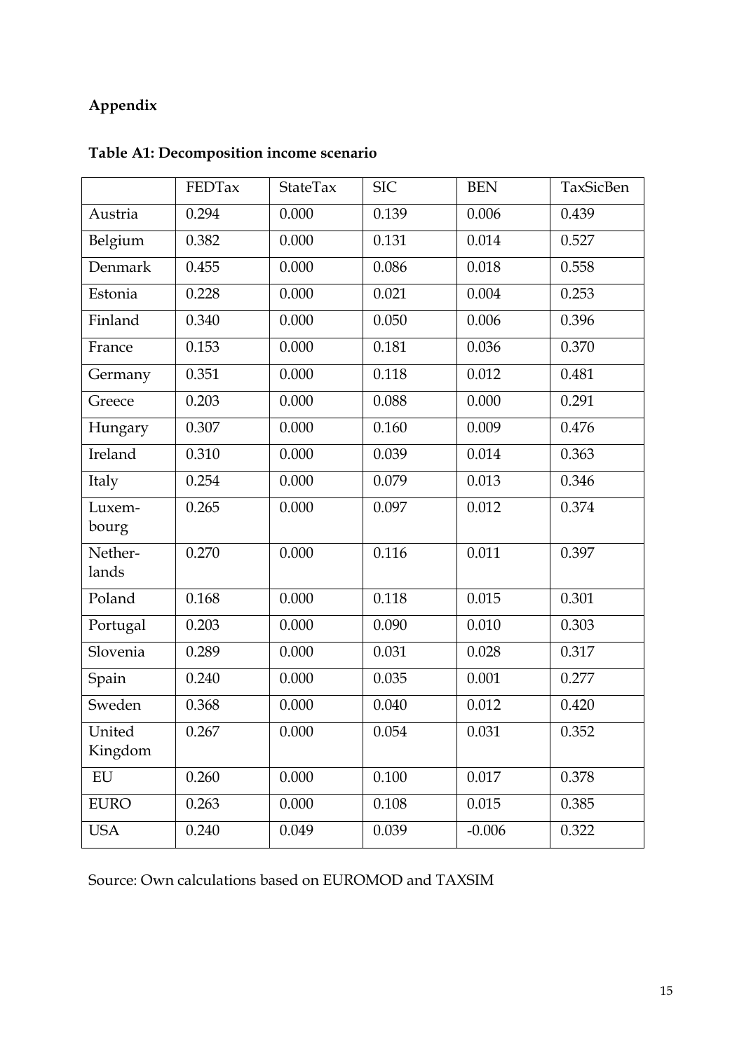## Appendix

**Table A1: Decomposition income scenario**

| | FEDTax | StateTax | SIC | BEN | TaxSicBen |
|---|---|---|---|---|---|
| Austria | 0.294 | 0.000 | 0.139 | 0.006 | 0.439 |
| Belgium | 0.382 | 0.000 | 0.131 | 0.014 | 0.527 |
| Denmark | 0.455 | 0.000 | 0.086 | 0.018 | 0.558 |
| Estonia | 0.228 | 0.000 | 0.021 | 0.004 | 0.253 |
| Finland | 0.340 | 0.000 | 0.050 | 0.006 | 0.396 |
| France | 0.153 | 0.000 | 0.181 | 0.036 | 0.370 |
| Germany | 0.351 | 0.000 | 0.118 | 0.012 | 0.481 |
| Greece | 0.203 | 0.000 | 0.088 | 0.000 | 0.291 |
| Hungary | 0.307 | 0.000 | 0.160 | 0.009 | 0.476 |
| Ireland | 0.310 | 0.000 | 0.039 | 0.014 | 0.363 |
| Italy | 0.254 | 0.000 | 0.079 | 0.013 | 0.346 |
| Luxembourg | 0.265 | 0.000 | 0.097 | 0.012 | 0.374 |
| Netherlands | 0.270 | 0.000 | 0.116 | 0.011 | 0.397 |
| Poland | 0.168 | 0.000 | 0.118 | 0.015 | 0.301 |
| Portugal | 0.203 | 0.000 | 0.090 | 0.010 | 0.303 |
| Slovenia | 0.289 | 0.000 | 0.031 | 0.028 | 0.317 |
| Spain | 0.240 | 0.000 | 0.035 | 0.001 | 0.277 |
| Sweden | 0.368 | 0.000 | 0.040 | 0.012 | 0.420 |
| United Kingdom | 0.267 | 0.000 | 0.054 | 0.031 | 0.352 |
| EU | 0.260 | 0.000 | 0.100 | 0.017 | 0.378 |
| EURO | 0.263 | 0.000 | 0.108 | 0.015 | 0.385 |
| USA | 0.240 | 0.049 | 0.039 | -0.006 | 0.322 |

Source: Own calculations based on EUROMOD and TAXSIM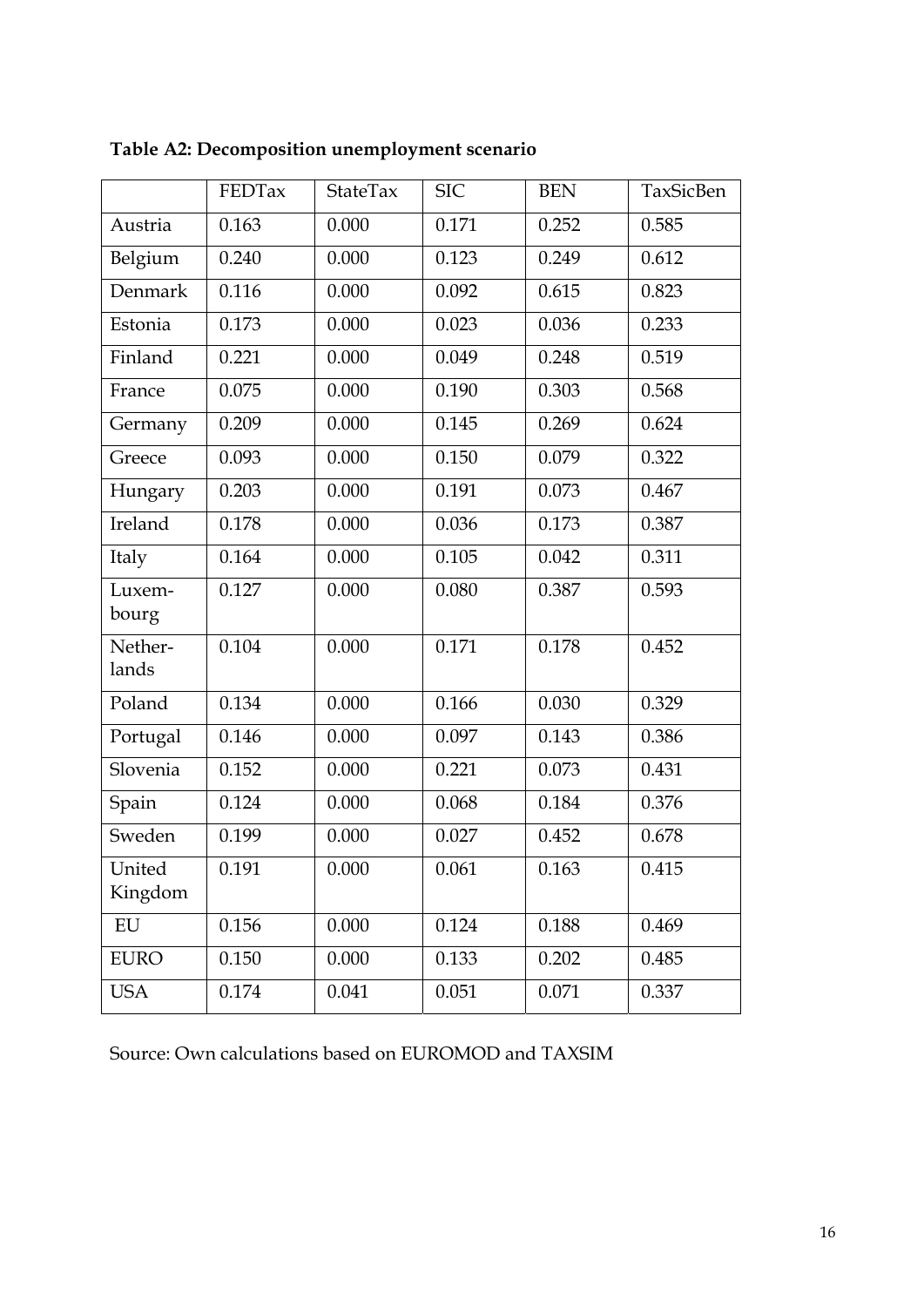**Table A2: Decomposition unemployment scenario**

| | FEDTax | StateTax | SIC | BEN | TaxSicBen |
|---|---|---|---|---|---|
| Austria | 0.163 | 0.000 | 0.171 | 0.252 | 0.585 |
| Belgium | 0.240 | 0.000 | 0.123 | 0.249 | 0.612 |
| Denmark | 0.116 | 0.000 | 0.092 | 0.615 | 0.823 |
| Estonia | 0.173 | 0.000 | 0.023 | 0.036 | 0.233 |
| Finland | 0.221 | 0.000 | 0.049 | 0.248 | 0.519 |
| France | 0.075 | 0.000 | 0.190 | 0.303 | 0.568 |
| Germany | 0.209 | 0.000 | 0.145 | 0.269 | 0.624 |
| Greece | 0.093 | 0.000 | 0.150 | 0.079 | 0.322 |
| Hungary | 0.203 | 0.000 | 0.191 | 0.073 | 0.467 |
| Ireland | 0.178 | 0.000 | 0.036 | 0.173 | 0.387 |
| Italy | 0.164 | 0.000 | 0.105 | 0.042 | 0.311 |
| Luxem-bourg | 0.127 | 0.000 | 0.080 | 0.387 | 0.593 |
| Nether-lands | 0.104 | 0.000 | 0.171 | 0.178 | 0.452 |
| Poland | 0.134 | 0.000 | 0.166 | 0.030 | 0.329 |
| Portugal | 0.146 | 0.000 | 0.097 | 0.143 | 0.386 |
| Slovenia | 0.152 | 0.000 | 0.221 | 0.073 | 0.431 |
| Spain | 0.124 | 0.000 | 0.068 | 0.184 | 0.376 |
| Sweden | 0.199 | 0.000 | 0.027 | 0.452 | 0.678 |
| United Kingdom | 0.191 | 0.000 | 0.061 | 0.163 | 0.415 |
| EU | 0.156 | 0.000 | 0.124 | 0.188 | 0.469 |
| EURO | 0.150 | 0.000 | 0.133 | 0.202 | 0.485 |
| USA | 0.174 | 0.041 | 0.051 | 0.071 | 0.337 |

Source: Own calculations based on EUROMOD and TAXSIM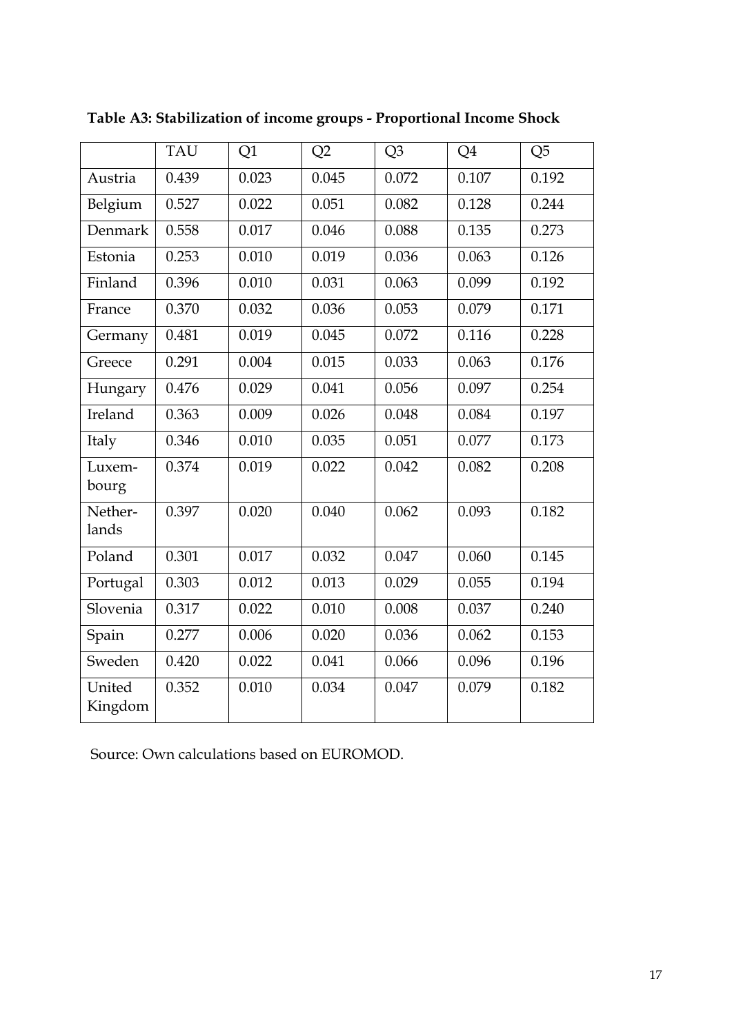**Table A3: Stabilization of income groups - Proportional Income Shock**

| | TAU | Q1 | Q2 | Q3 | Q4 | Q5 |
|---|---|---|---|---|---|---|
| Austria | 0.439 | 0.023 | 0.045 | 0.072 | 0.107 | 0.192 |
| Belgium | 0.527 | 0.022 | 0.051 | 0.082 | 0.128 | 0.244 |
| Denmark | 0.558 | 0.017 | 0.046 | 0.088 | 0.135 | 0.273 |
| Estonia | 0.253 | 0.010 | 0.019 | 0.036 | 0.063 | 0.126 |
| Finland | 0.396 | 0.010 | 0.031 | 0.063 | 0.099 | 0.192 |
| France | 0.370 | 0.032 | 0.036 | 0.053 | 0.079 | 0.171 |
| Germany | 0.481 | 0.019 | 0.045 | 0.072 | 0.116 | 0.228 |
| Greece | 0.291 | 0.004 | 0.015 | 0.033 | 0.063 | 0.176 |
| Hungary | 0.476 | 0.029 | 0.041 | 0.056 | 0.097 | 0.254 |
| Ireland | 0.363 | 0.009 | 0.026 | 0.048 | 0.084 | 0.197 |
| Italy | 0.346 | 0.010 | 0.035 | 0.051 | 0.077 | 0.173 |
| Luxembourg | 0.374 | 0.019 | 0.022 | 0.042 | 0.082 | 0.208 |
| Netherlands | 0.397 | 0.020 | 0.040 | 0.062 | 0.093 | 0.182 |
| Poland | 0.301 | 0.017 | 0.032 | 0.047 | 0.060 | 0.145 |
| Portugal | 0.303 | 0.012 | 0.013 | 0.029 | 0.055 | 0.194 |
| Slovenia | 0.317 | 0.022 | 0.010 | 0.008 | 0.037 | 0.240 |
| Spain | 0.277 | 0.006 | 0.020 | 0.036 | 0.062 | 0.153 |
| Sweden | 0.420 | 0.022 | 0.041 | 0.066 | 0.096 | 0.196 |
| United Kingdom | 0.352 | 0.010 | 0.034 | 0.047 | 0.079 | 0.182 |

Source: Own calculations based on EUROMOD.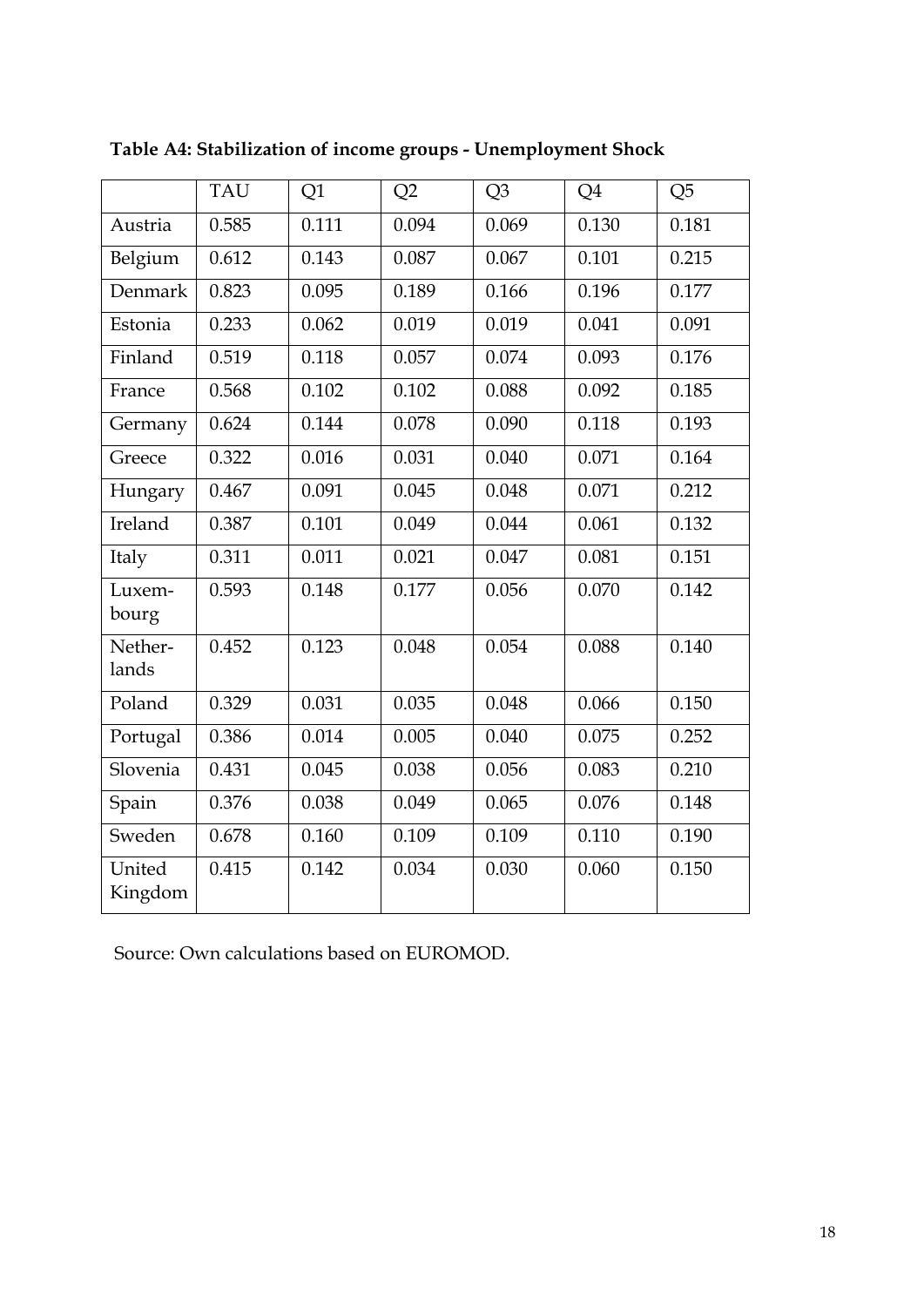**Table A4: Stabilization of income groups - Unemployment Shock**

| | TAU | Q1 | Q2 | Q3 | Q4 | Q5 |
|---|---|---|---|---|---|---|
| Austria | 0.585 | 0.111 | 0.094 | 0.069 | 0.130 | 0.181 |
| Belgium | 0.612 | 0.143 | 0.087 | 0.067 | 0.101 | 0.215 |
| Denmark | 0.823 | 0.095 | 0.189 | 0.166 | 0.196 | 0.177 |
| Estonia | 0.233 | 0.062 | 0.019 | 0.019 | 0.041 | 0.091 |
| Finland | 0.519 | 0.118 | 0.057 | 0.074 | 0.093 | 0.176 |
| France | 0.568 | 0.102 | 0.102 | 0.088 | 0.092 | 0.185 |
| Germany | 0.624 | 0.144 | 0.078 | 0.090 | 0.118 | 0.193 |
| Greece | 0.322 | 0.016 | 0.031 | 0.040 | 0.071 | 0.164 |
| Hungary | 0.467 | 0.091 | 0.045 | 0.048 | 0.071 | 0.212 |
| Ireland | 0.387 | 0.101 | 0.049 | 0.044 | 0.061 | 0.132 |
| Italy | 0.311 | 0.011 | 0.021 | 0.047 | 0.081 | 0.151 |
| Luxem-bourg | 0.593 | 0.148 | 0.177 | 0.056 | 0.070 | 0.142 |
| Nether-lands | 0.452 | 0.123 | 0.048 | 0.054 | 0.088 | 0.140 |
| Poland | 0.329 | 0.031 | 0.035 | 0.048 | 0.066 | 0.150 |
| Portugal | 0.386 | 0.014 | 0.005 | 0.040 | 0.075 | 0.252 |
| Slovenia | 0.431 | 0.045 | 0.038 | 0.056 | 0.083 | 0.210 |
| Spain | 0.376 | 0.038 | 0.049 | 0.065 | 0.076 | 0.148 |
| Sweden | 0.678 | 0.160 | 0.109 | 0.109 | 0.110 | 0.190 |
| United Kingdom | 0.415 | 0.142 | 0.034 | 0.030 | 0.060 | 0.150 |

Source: Own calculations based on EUROMOD.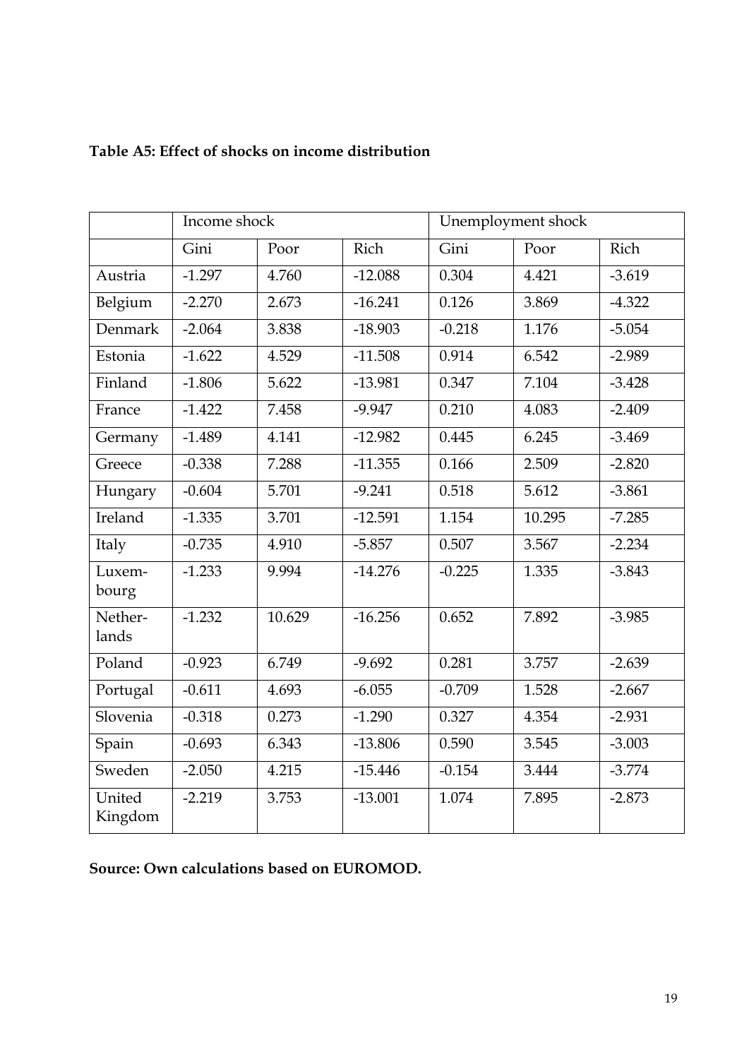**Table A5: Effect of shocks on income distribution**

| | Income shock | | | Unemployment shock | | |
|---|---|---|---|---|---|---|
| | Gini | Poor | Rich | Gini | Poor | Rich |
| Austria | -1.297 | 4.760 | -12.088 | 0.304 | 4.421 | -3.619 |
| Belgium | -2.270 | 2.673 | -16.241 | 0.126 | 3.869 | -4.322 |
| Denmark | -2.064 | 3.838 | -18.903 | -0.218 | 1.176 | -5.054 |
| Estonia | -1.622 | 4.529 | -11.508 | 0.914 | 6.542 | -2.989 |
| Finland | -1.806 | 5.622 | -13.981 | 0.347 | 7.104 | -3.428 |
| France | -1.422 | 7.458 | -9.947 | 0.210 | 4.083 | -2.409 |
| Germany | -1.489 | 4.141 | -12.982 | 0.445 | 6.245 | -3.469 |
| Greece | -0.338 | 7.288 | -11.355 | 0.166 | 2.509 | -2.820 |
| Hungary | -0.604 | 5.701 | -9.241 | 0.518 | 5.612 | -3.861 |
| Ireland | -1.335 | 3.701 | -12.591 | 1.154 | 10.295 | -7.285 |
| Italy | -0.735 | 4.910 | -5.857 | 0.507 | 3.567 | -2.234 |
| Luxem-bourg | -1.233 | 9.994 | -14.276 | -0.225 | 1.335 | -3.843 |
| Nether-lands | -1.232 | 10.629 | -16.256 | 0.652 | 7.892 | -3.985 |
| Poland | -0.923 | 6.749 | -9.692 | 0.281 | 3.757 | -2.639 |
| Portugal | -0.611 | 4.693 | -6.055 | -0.709 | 1.528 | -2.667 |
| Slovenia | -0.318 | 0.273 | -1.290 | 0.327 | 4.354 | -2.931 |
| Spain | -0.693 | 6.343 | -13.806 | 0.590 | 3.545 | -3.003 |
| Sweden | -2.050 | 4.215 | -15.446 | -0.154 | 3.444 | -3.774 |
| United Kingdom | -2.219 | 3.753 | -13.001 | 1.074 | 7.895 | -2.873 |

**Source: Own calculations based on EUROMOD.**